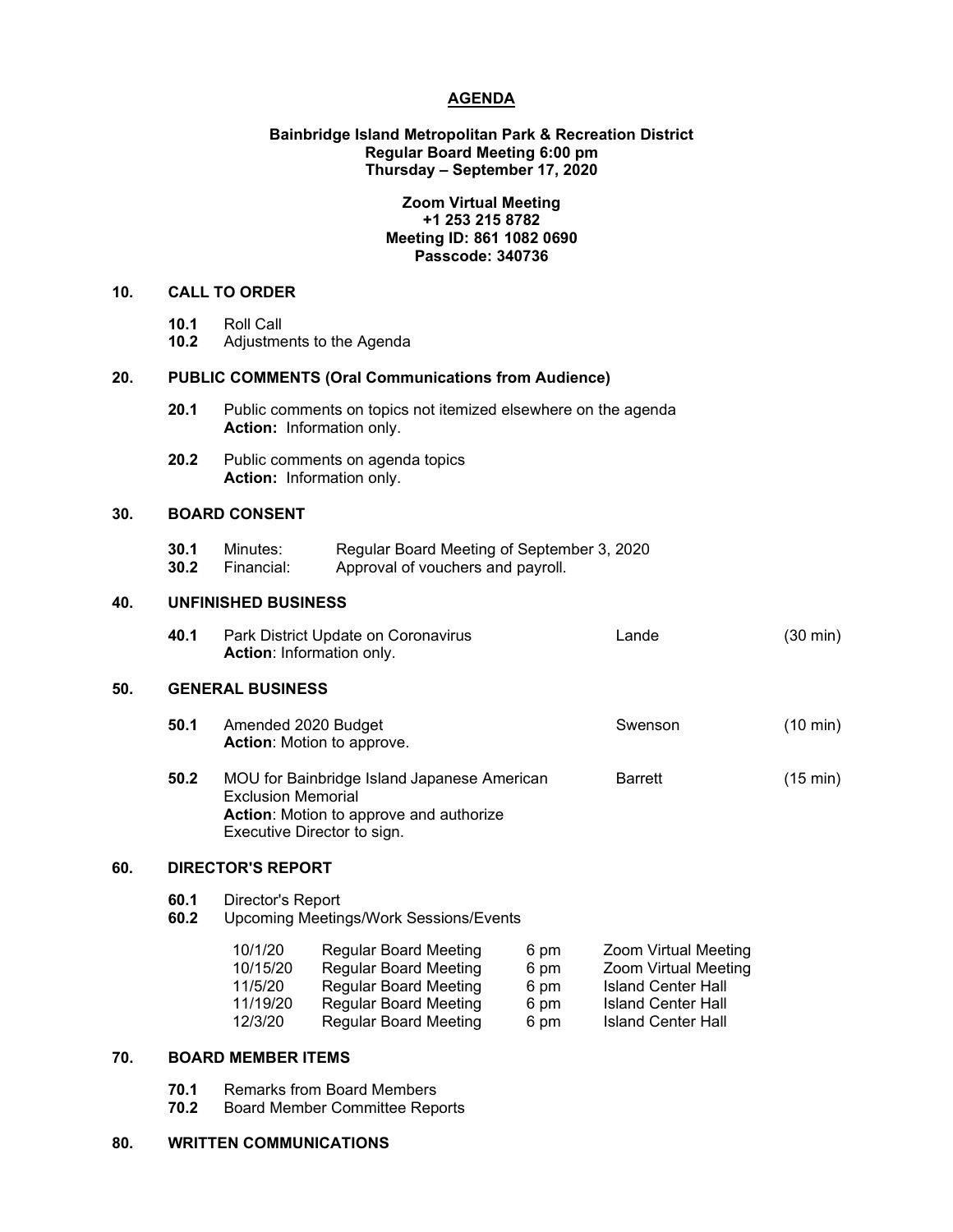# AGENDA

**Bainbridge Island Metropolitan Park & Recreation District**
**Regular Board Meeting 6:00 pm**
**Thursday – September 17, 2020**

**Zoom Virtual Meeting**
**+1 253 215 8782**
**Meeting ID: 861 1082 0690**
**Passcode: 340736**

## 10. CALL TO ORDER

- **10.1** Roll Call
- **10.2** Adjustments to the Agenda

## 20. PUBLIC COMMENTS (Oral Communications from Audience)

- **20.1** Public comments on topics not itemized elsewhere on the agenda
  **Action:** Information only.
- **20.2** Public comments on agenda topics
  **Action:** Information only.

## 30. BOARD CONSENT

- **30.1** Minutes: Regular Board Meeting of September 3, 2020
- **30.2** Financial: Approval of vouchers and payroll.

## 40. UNFINISHED BUSINESS

- **40.1** Park District Update on Coronavirus — Lande (30 min)
  **Action**: Information only.

## 50. GENERAL BUSINESS

- **50.1** Amended 2020 Budget — Swenson (10 min)
  **Action**: Motion to approve.
- **50.2** MOU for Bainbridge Island Japanese American Exclusion Memorial — Barrett (15 min)
  **Action**: Motion to approve and authorize Executive Director to sign.

## 60. DIRECTOR'S REPORT

- **60.1** Director's Report
- **60.2** Upcoming Meetings/Work Sessions/Events

| Date | Meeting | Time | Location |
|---|---|---|---|
| 10/1/20 | Regular Board Meeting | 6 pm | Zoom Virtual Meeting |
| 10/15/20 | Regular Board Meeting | 6 pm | Zoom Virtual Meeting |
| 11/5/20 | Regular Board Meeting | 6 pm | Island Center Hall |
| 11/19/20 | Regular Board Meeting | 6 pm | Island Center Hall |
| 12/3/20 | Regular Board Meeting | 6 pm | Island Center Hall |

## 70. BOARD MEMBER ITEMS

- **70.1** Remarks from Board Members
- **70.2** Board Member Committee Reports

## 80. WRITTEN COMMUNICATIONS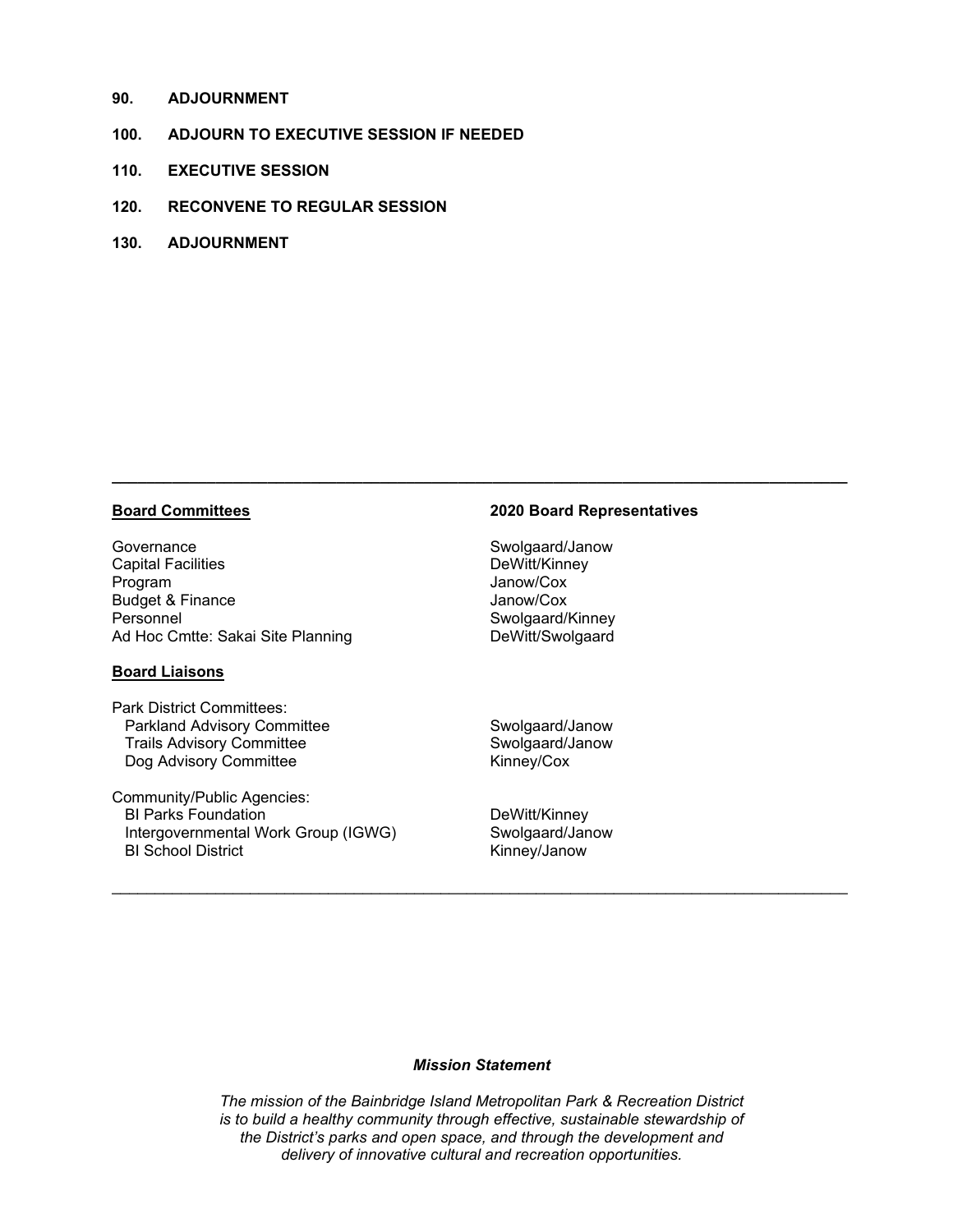**90. ADJOURNMENT**

**100. ADJOURN TO EXECUTIVE SESSION IF NEEDED**

**110. EXECUTIVE SESSION**

**120. RECONVENE TO REGULAR SESSION**

**130. ADJOURNMENT**

---

| **Board Committees** | **2020 Board Representatives** |
| --- | --- |
| Governance | Swolgaard/Janow |
| Capital Facilities | DeWitt/Kinney |
| Program | Janow/Cox |
| Budget & Finance | Janow/Cox |
| Personnel | Swolgaard/Kinney |
| Ad Hoc Cmtte: Sakai Site Planning | DeWitt/Swolgaard |

**Board Liaisons**

| | |
| --- | --- |
| Park District Committees: | |
| Parkland Advisory Committee | Swolgaard/Janow |
| Trails Advisory Committee | Swolgaard/Janow |
| Dog Advisory Committee | Kinney/Cox |
| Community/Public Agencies: | |
| BI Parks Foundation | DeWitt/Kinney |
| Intergovernmental Work Group (IGWG) | Swolgaard/Janow |
| BI School District | Kinney/Janow |

---

***Mission Statement***

*The mission of the Bainbridge Island Metropolitan Park & Recreation District is to build a healthy community through effective, sustainable stewardship of the District's parks and open space, and through the development and delivery of innovative cultural and recreation opportunities.*